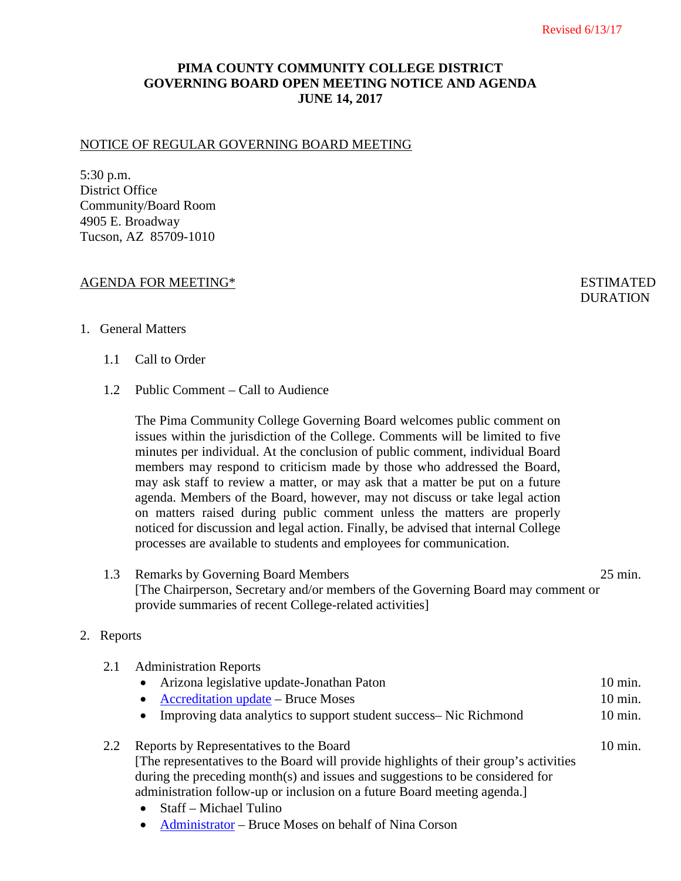Revised 6/13/17

# PIMA COUNTY COMMUNITY COLLEGE DISTRICT
# GOVERNING BOARD OPEN MEETING NOTICE AND AGENDA
# JUNE 14, 2017

## NOTICE OF REGULAR GOVERNING BOARD MEETING

5:30 p.m.
District Office
Community/Board Room
4905 E. Broadway
Tucson, AZ 85709-1010

## AGENDA FOR MEETING*

ESTIMATED DURATION

1. General Matters

   1.1 Call to Order

   1.2 Public Comment – Call to Audience

   The Pima Community College Governing Board welcomes public comment on issues within the jurisdiction of the College. Comments will be limited to five minutes per individual. At the conclusion of public comment, individual Board members may respond to criticism made by those who addressed the Board, may ask staff to review a matter, or may ask that a matter be put on a future agenda. Members of the Board, however, may not discuss or take legal action on matters raised during public comment unless the matters are properly noticed for discussion and legal action. Finally, be advised that internal College processes are available to students and employees for communication.

   1.3 Remarks by Governing Board Members — 25 min.
   [The Chairperson, Secretary and/or members of the Governing Board may comment or provide summaries of recent College-related activities]

2. Reports

   2.1 Administration Reports
   - Arizona legislative update-Jonathan Paton — 10 min.
   - Accreditation update – Bruce Moses — 10 min.
   - Improving data analytics to support student success– Nic Richmond — 10 min.

   2.2 Reports by Representatives to the Board — 10 min.
   [The representatives to the Board will provide highlights of their group's activities during the preceding month(s) and issues and suggestions to be considered for administration follow-up or inclusion on a future Board meeting agenda.]
   - Staff – Michael Tulino
   - Administrator – Bruce Moses on behalf of Nina Corson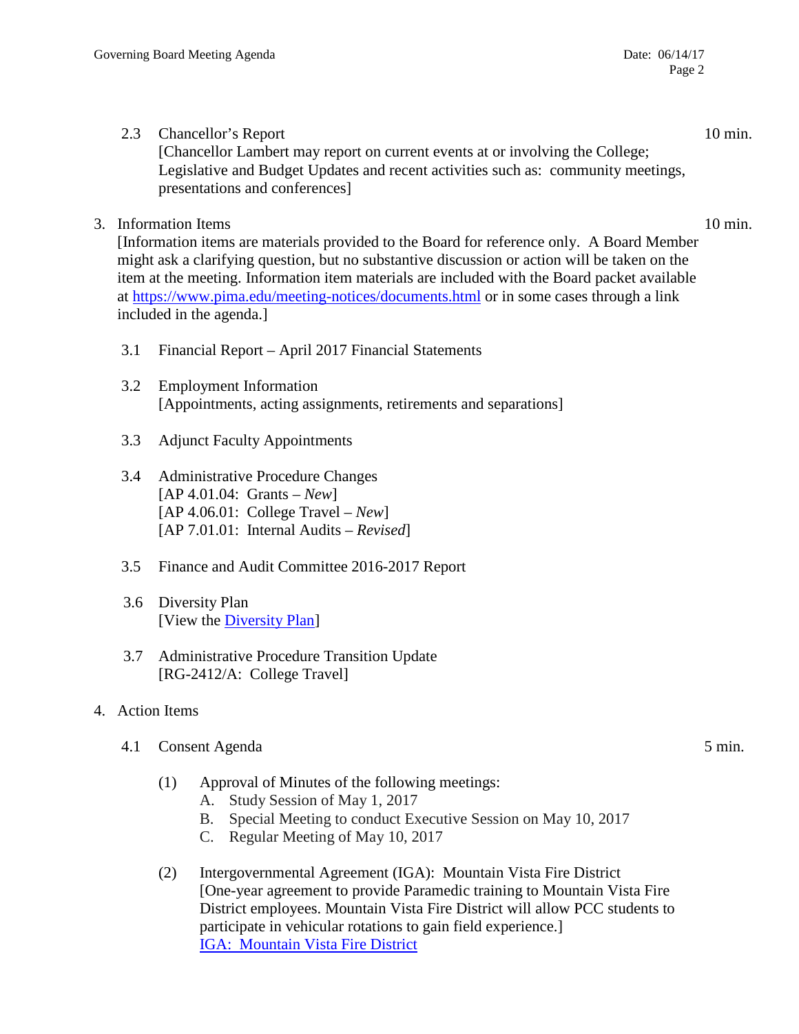2.3 Chancellor's Report 10 min.
[Chancellor Lambert may report on current events at or involving the College; Legislative and Budget Updates and recent activities such as: community meetings, presentations and conferences]

3. Information Items 10 min.
[Information items are materials provided to the Board for reference only. A Board Member might ask a clarifying question, but no substantive discussion or action will be taken on the item at the meeting. Information item materials are included with the Board packet available at https://www.pima.edu/meeting-notices/documents.html or in some cases through a link included in the agenda.]

3.1 Financial Report – April 2017 Financial Statements

3.2 Employment Information
[Appointments, acting assignments, retirements and separations]

3.3 Adjunct Faculty Appointments

3.4 Administrative Procedure Changes
[AP 4.01.04: Grants – *New*]
[AP 4.06.01: College Travel – *New*]
[AP 7.01.01: Internal Audits – *Revised*]

3.5 Finance and Audit Committee 2016-2017 Report

3.6 Diversity Plan
[View the Diversity Plan]

3.7 Administrative Procedure Transition Update
[RG-2412/A: College Travel]

4. Action Items

4.1 Consent Agenda 5 min.

(1) Approval of Minutes of the following meetings:
A. Study Session of May 1, 2017
B. Special Meeting to conduct Executive Session on May 10, 2017
C. Regular Meeting of May 10, 2017

(2) Intergovernmental Agreement (IGA): Mountain Vista Fire District
[One-year agreement to provide Paramedic training to Mountain Vista Fire District employees. Mountain Vista Fire District will allow PCC students to participate in vehicular rotations to gain field experience.]
IGA: Mountain Vista Fire District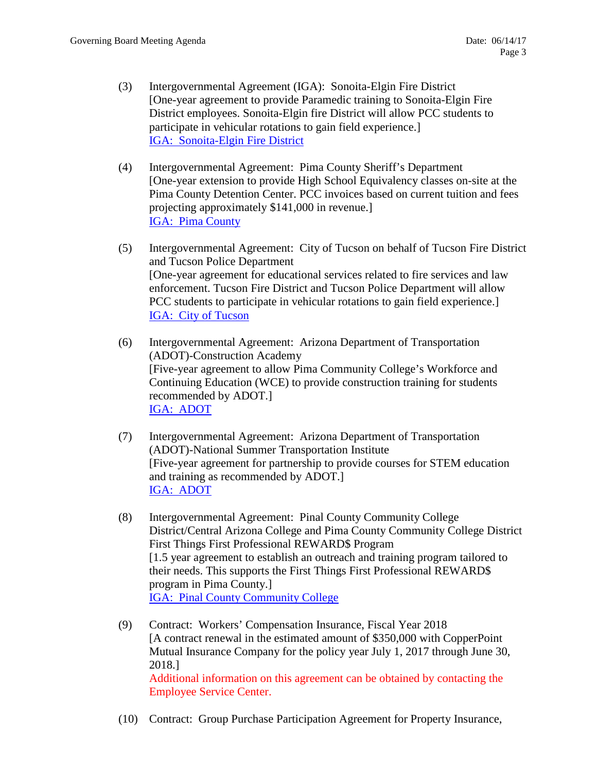(3) Intergovernmental Agreement (IGA): Sonoita-Elgin Fire District
[One-year agreement to provide Paramedic training to Sonoita-Elgin Fire District employees. Sonoita-Elgin fire District will allow PCC students to participate in vehicular rotations to gain field experience.]
IGA: Sonoita-Elgin Fire District

(4) Intergovernmental Agreement: Pima County Sheriff's Department
[One-year extension to provide High School Equivalency classes on-site at the Pima County Detention Center. PCC invoices based on current tuition and fees projecting approximately $141,000 in revenue.]
IGA: Pima County

(5) Intergovernmental Agreement: City of Tucson on behalf of Tucson Fire District and Tucson Police Department
[One-year agreement for educational services related to fire services and law enforcement. Tucson Fire District and Tucson Police Department will allow PCC students to participate in vehicular rotations to gain field experience.]
IGA: City of Tucson

(6) Intergovernmental Agreement: Arizona Department of Transportation (ADOT)-Construction Academy
[Five-year agreement to allow Pima Community College's Workforce and Continuing Education (WCE) to provide construction training for students recommended by ADOT.]
IGA: ADOT

(7) Intergovernmental Agreement: Arizona Department of Transportation (ADOT)-National Summer Transportation Institute
[Five-year agreement for partnership to provide courses for STEM education and training as recommended by ADOT.]
IGA: ADOT

(8) Intergovernmental Agreement: Pinal County Community College District/Central Arizona College and Pima County Community College District First Things First Professional REWARD$ Program
[1.5 year agreement to establish an outreach and training program tailored to their needs. This supports the First Things First Professional REWARD$ program in Pima County.]
IGA: Pinal County Community College

(9) Contract: Workers' Compensation Insurance, Fiscal Year 2018
[A contract renewal in the estimated amount of $350,000 with CopperPoint Mutual Insurance Company for the policy year July 1, 2017 through June 30, 2018.]
Additional information on this agreement can be obtained by contacting the Employee Service Center.

(10) Contract: Group Purchase Participation Agreement for Property Insurance,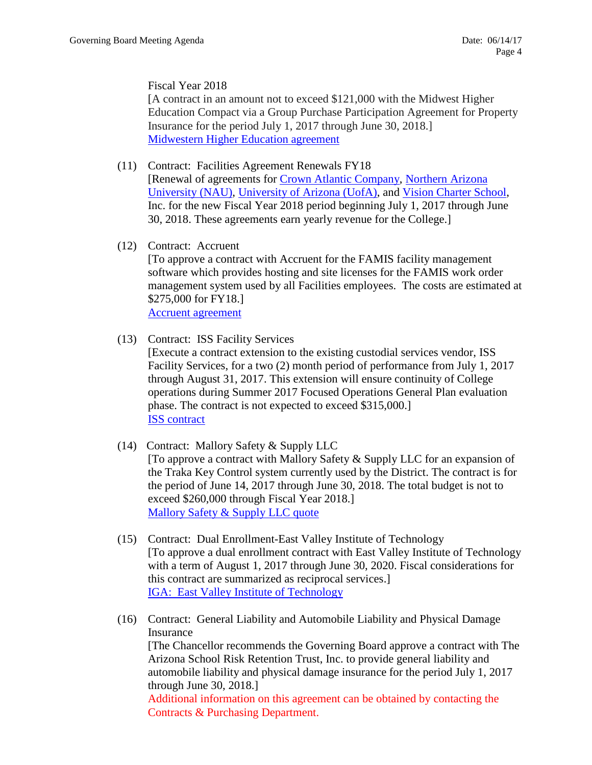Fiscal Year 2018
[A contract in an amount not to exceed $121,000 with the Midwest Higher Education Compact via a Group Purchase Participation Agreement for Property Insurance for the period July 1, 2017 through June 30, 2018.]
Midwestern Higher Education agreement

(11) Contract: Facilities Agreement Renewals FY18
[Renewal of agreements for Crown Atlantic Company, Northern Arizona University (NAU), University of Arizona (UofA), and Vision Charter School, Inc. for the new Fiscal Year 2018 period beginning July 1, 2017 through June 30, 2018. These agreements earn yearly revenue for the College.]

(12) Contract: Accruent
[To approve a contract with Accruent for the FAMIS facility management software which provides hosting and site licenses for the FAMIS work order management system used by all Facilities employees. The costs are estimated at $275,000 for FY18.]
Accruent agreement

(13) Contract: ISS Facility Services
[Execute a contract extension to the existing custodial services vendor, ISS Facility Services, for a two (2) month period of performance from July 1, 2017 through August 31, 2017. This extension will ensure continuity of College operations during Summer 2017 Focused Operations General Plan evaluation phase. The contract is not expected to exceed $315,000.]
ISS contract

(14) Contract: Mallory Safety & Supply LLC
[To approve a contract with Mallory Safety & Supply LLC for an expansion of the Traka Key Control system currently used by the District. The contract is for the period of June 14, 2017 through June 30, 2018. The total budget is not to exceed $260,000 through Fiscal Year 2018.]
Mallory Safety & Supply LLC quote

(15) Contract: Dual Enrollment-East Valley Institute of Technology
[To approve a dual enrollment contract with East Valley Institute of Technology with a term of August 1, 2017 through June 30, 2020. Fiscal considerations for this contract are summarized as reciprocal services.]
IGA: East Valley Institute of Technology

(16) Contract: General Liability and Automobile Liability and Physical Damage Insurance
[The Chancellor recommends the Governing Board approve a contract with The Arizona School Risk Retention Trust, Inc. to provide general liability and automobile liability and physical damage insurance for the period July 1, 2017 through June 30, 2018.]
Additional information on this agreement can be obtained by contacting the Contracts & Purchasing Department.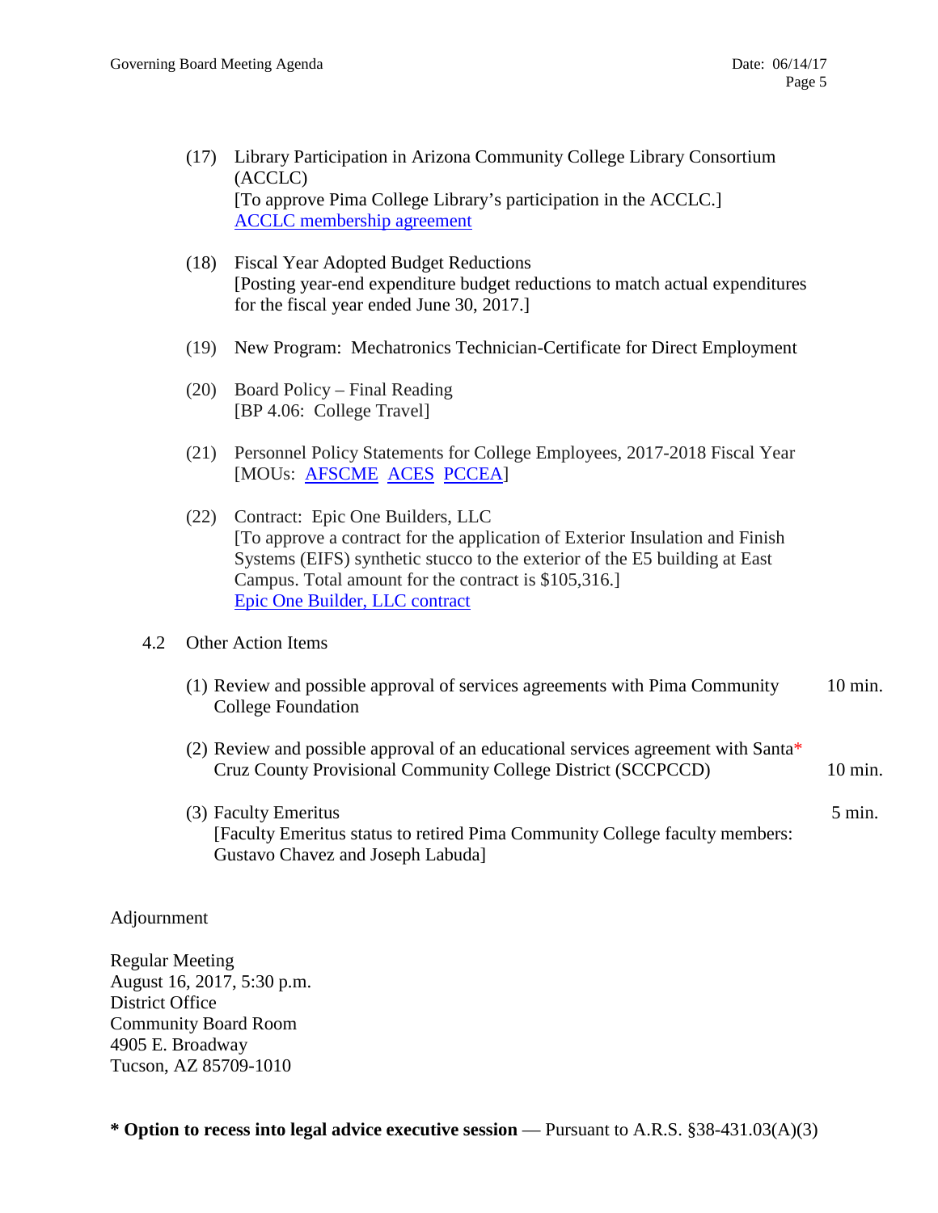(17) Library Participation in Arizona Community College Library Consortium (ACCLC)
[To approve Pima College Library's participation in the ACCLC.]
ACCLC membership agreement

(18) Fiscal Year Adopted Budget Reductions
[Posting year-end expenditure budget reductions to match actual expenditures for the fiscal year ended June 30, 2017.]

(19) New Program: Mechatronics Technician-Certificate for Direct Employment

(20) Board Policy – Final Reading
[BP 4.06: College Travel]

(21) Personnel Policy Statements for College Employees, 2017-2018 Fiscal Year
[MOUs: AFSCME ACES PCCEA]

(22) Contract: Epic One Builders, LLC
[To approve a contract for the application of Exterior Insulation and Finish Systems (EIFS) synthetic stucco to the exterior of the E5 building at East Campus. Total amount for the contract is $105,316.]
Epic One Builder, LLC contract

4.2 Other Action Items

(1) Review and possible approval of services agreements with Pima Community College Foundation — 10 min.

(2) Review and possible approval of an educational services agreement with Santa* Cruz County Provisional Community College District (SCCPCCD) — 10 min.

(3) Faculty Emeritus — 5 min.
[Faculty Emeritus status to retired Pima Community College faculty members: Gustavo Chavez and Joseph Labuda]

Adjournment

Regular Meeting
August 16, 2017, 5:30 p.m.
District Office
Community Board Room
4905 E. Broadway
Tucson, AZ 85709-1010

**\* Option to recess into legal advice executive session** — Pursuant to A.R.S. §38-431.03(A)(3)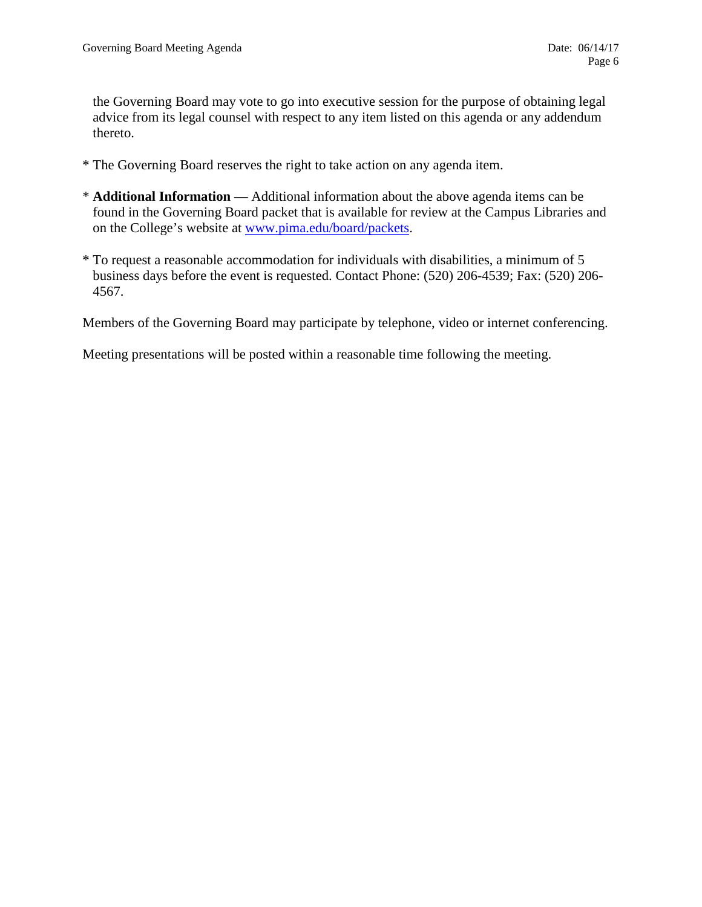the Governing Board may vote to go into executive session for the purpose of obtaining legal advice from its legal counsel with respect to any item listed on this agenda or any addendum thereto.

* The Governing Board reserves the right to take action on any agenda item.

* **Additional Information** — Additional information about the above agenda items can be found in the Governing Board packet that is available for review at the Campus Libraries and on the College's website at [www.pima.edu/board/packets](www.pima.edu/board/packets).

* To request a reasonable accommodation for individuals with disabilities, a minimum of 5 business days before the event is requested. Contact Phone: (520) 206-4539; Fax: (520) 206-4567.

Members of the Governing Board may participate by telephone, video or internet conferencing.

Meeting presentations will be posted within a reasonable time following the meeting.